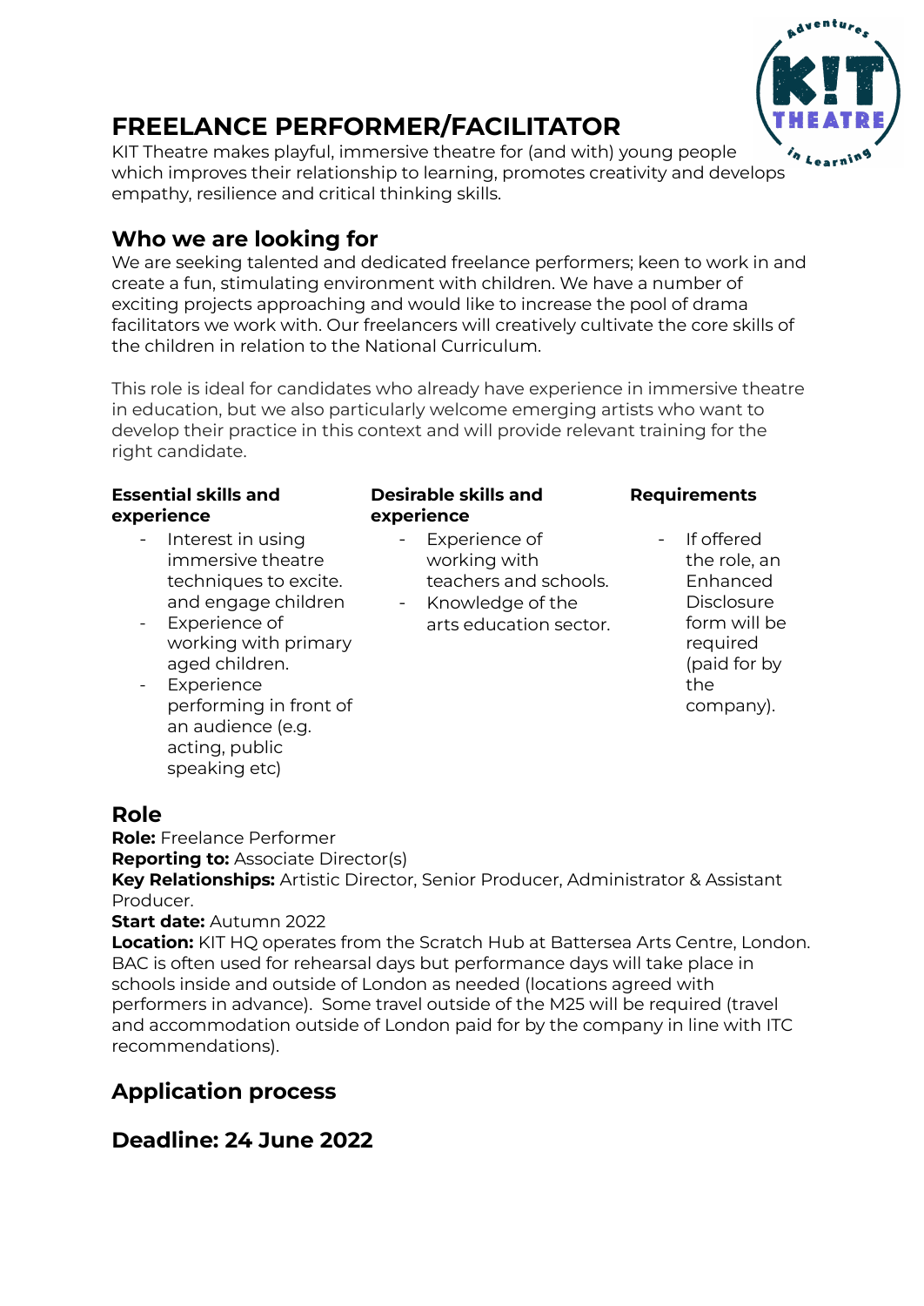# FREELANCE PERFORMER/FACILITATOR

KIT Theatre makes playful, immersive theatre for (and with) young people which improves their relationship to learning, promotes creativity and develops empathy, resilience and critical thinking skills.

## Who we are looking for

We are seeking talented and dedicated freelance performers; keen to work in and create a fun, stimulating environment with children. We have a number of exciting projects approaching and would like to increase the pool of drama facilitators we work with. Our freelancers will creatively cultivate the core skills of the children in relation to the National Curriculum.

This role is ideal for candidates who already have experience in immersive theatre in education, but we also particularly welcome emerging artists who want to develop their practice in this context and will provide relevant training for the right candidate.

**Essential skills and experience**

- Interest in using immersive theatre techniques to excite. and engage children
- Experience of working with primary aged children.
- Experience performing in front of an audience (e.g. acting, public speaking etc)

**Desirable skills and experience**

- Experience of working with teachers and schools.
- Knowledge of the arts education sector.

**Requirements**

- If offered the role, an Enhanced Disclosure form will be required (paid for by the company).

## Role

**Role:** Freelance Performer
**Reporting to:** Associate Director(s)
**Key Relationships:** Artistic Director, Senior Producer, Administrator & Assistant Producer.
**Start date:** Autumn 2022
**Location:** KIT HQ operates from the Scratch Hub at Battersea Arts Centre, London. BAC is often used for rehearsal days but performance days will take place in schools inside and outside of London as needed (locations agreed with performers in advance). Some travel outside of the M25 will be required (travel and accommodation outside of London paid for by the company in line with ITC recommendations).

## Application process

## Deadline: 24 June 2022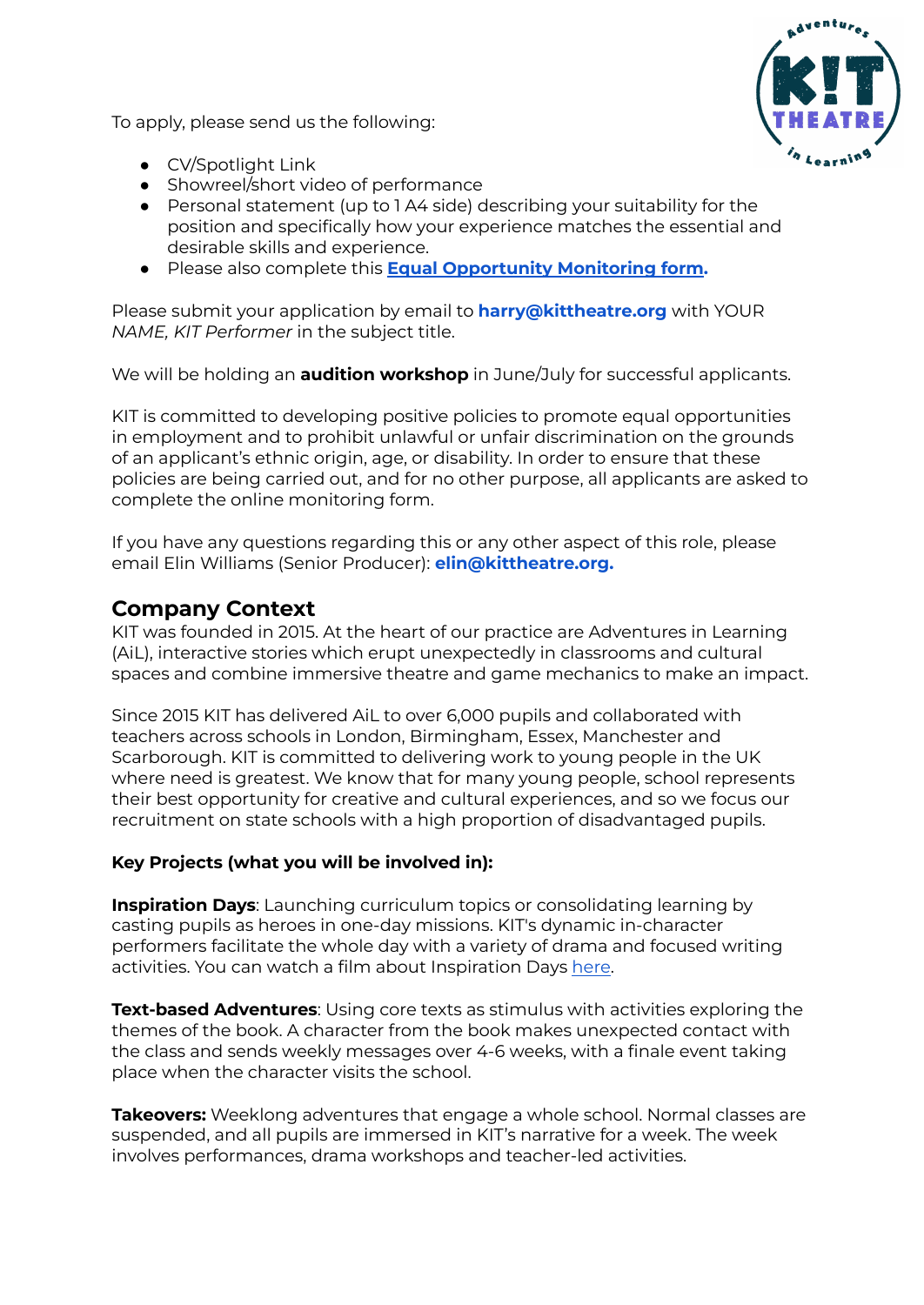To apply, please send us the following:

- CV/Spotlight Link
- Showreel/short video of performance
- Personal statement (up to 1 A4 side) describing your suitability for the position and specifically how your experience matches the essential and desirable skills and experience.
- Please also complete this **Equal Opportunity Monitoring form.**

Please submit your application by email to **harry@kittheatre.org** with YOUR *NAME, KIT Performer* in the subject title.

We will be holding an **audition workshop** in June/July for successful applicants.

KIT is committed to developing positive policies to promote equal opportunities in employment and to prohibit unlawful or unfair discrimination on the grounds of an applicant's ethnic origin, age, or disability. In order to ensure that these policies are being carried out, and for no other purpose, all applicants are asked to complete the online monitoring form.

If you have any questions regarding this or any other aspect of this role, please email Elin Williams (Senior Producer): **elin@kittheatre.org.**

## Company Context

KIT was founded in 2015. At the heart of our practice are Adventures in Learning (AiL), interactive stories which erupt unexpectedly in classrooms and cultural spaces and combine immersive theatre and game mechanics to make an impact.

Since 2015 KIT has delivered AiL to over 6,000 pupils and collaborated with teachers across schools in London, Birmingham, Essex, Manchester and Scarborough. KIT is committed to delivering work to young people in the UK where need is greatest. We know that for many young people, school represents their best opportunity for creative and cultural experiences, and so we focus our recruitment on state schools with a high proportion of disadvantaged pupils.

**Key Projects (what you will be involved in):**

**Inspiration Days**: Launching curriculum topics or consolidating learning by casting pupils as heroes in one-day missions. KIT's dynamic in-character performers facilitate the whole day with a variety of drama and focused writing activities. You can watch a film about Inspiration Days here.

**Text-based Adventures**: Using core texts as stimulus with activities exploring the themes of the book. A character from the book makes unexpected contact with the class and sends weekly messages over 4-6 weeks, with a finale event taking place when the character visits the school.

**Takeovers:** Weeklong adventures that engage a whole school. Normal classes are suspended, and all pupils are immersed in KIT's narrative for a week. The week involves performances, drama workshops and teacher-led activities.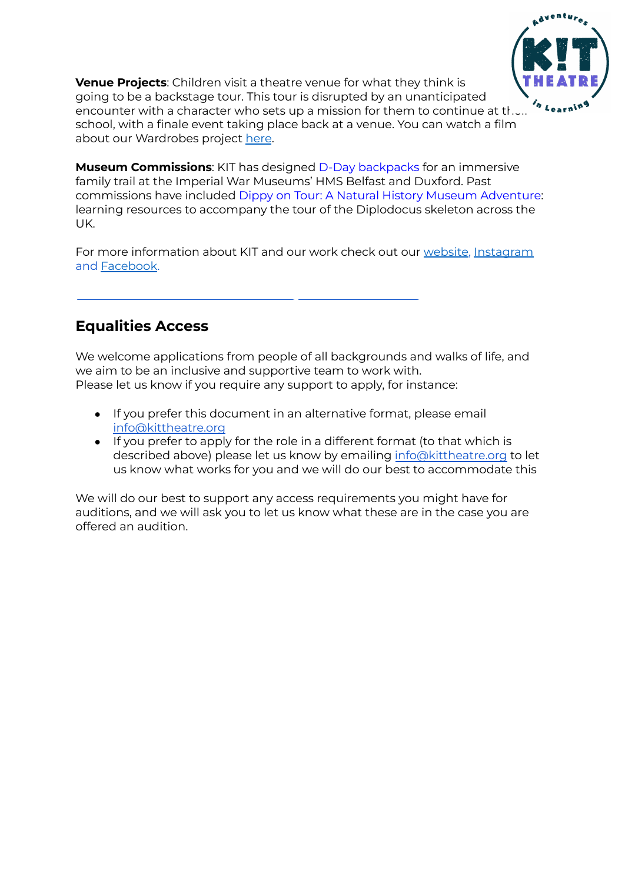**Venue Projects**: Children visit a theatre venue for what they think is going to be a backstage tour. This tour is disrupted by an unanticipated encounter with a character who sets up a mission for them to continue at their school, with a finale event taking place back at a venue. You can watch a film about our Wardrobes project here.

**Museum Commissions**: KIT has designed D-Day backpacks for an immersive family trail at the Imperial War Museums' HMS Belfast and Duxford. Past commissions have included Dippy on Tour: A Natural History Museum Adventure: learning resources to accompany the tour of the Diplodocus skeleton across the UK.

For more information about KIT and our work check out our website, Instagram and Facebook.

---

## Equalities Access

We welcome applications from people of all backgrounds and walks of life, and we aim to be an inclusive and supportive team to work with.
Please let us know if you require any support to apply, for instance:

- If you prefer this document in an alternative format, please email info@kittheatre.org
- If you prefer to apply for the role in a different format (to that which is described above) please let us know by emailing info@kittheatre.org to let us know what works for you and we will do our best to accommodate this

We will do our best to support any access requirements you might have for auditions, and we will ask you to let us know what these are in the case you are offered an audition.